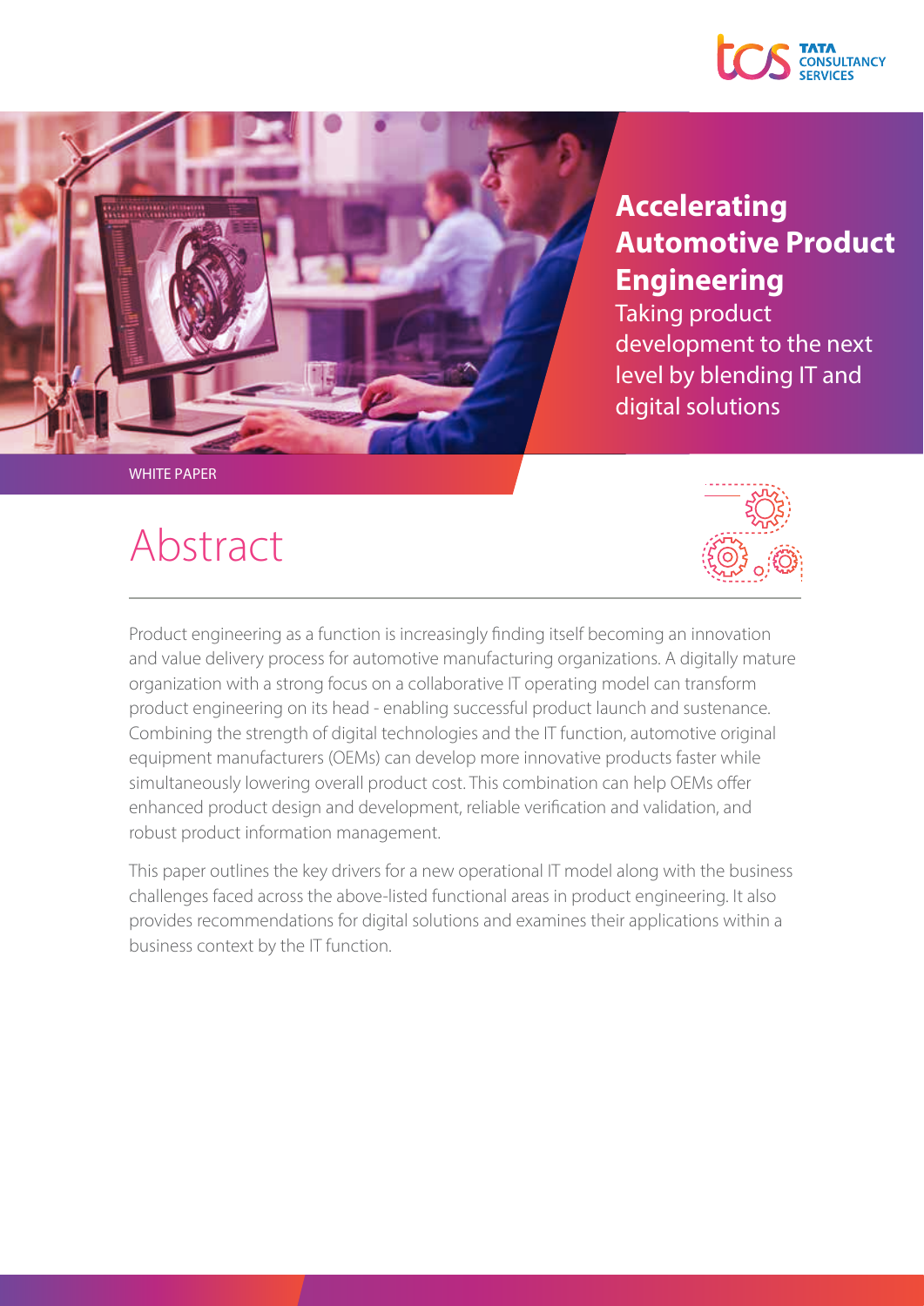# Accelerating Automotive Product Engineering

Taking product development to the next level by blending IT and digital solutions

WHITE PAPER

## Abstract

Product engineering as a function is increasingly finding itself becoming an innovation and value delivery process for automotive manufacturing organizations. A digitally mature organization with a strong focus on a collaborative IT operating model can transform product engineering on its head - enabling successful product launch and sustenance. Combining the strength of digital technologies and the IT function, automotive original equipment manufacturers (OEMs) can develop more innovative products faster while simultaneously lowering overall product cost. This combination can help OEMs offer enhanced product design and development, reliable verification and validation, and robust product information management.

This paper outlines the key drivers for a new operational IT model along with the business challenges faced across the above-listed functional areas in product engineering. It also provides recommendations for digital solutions and examines their applications within a business context by the IT function.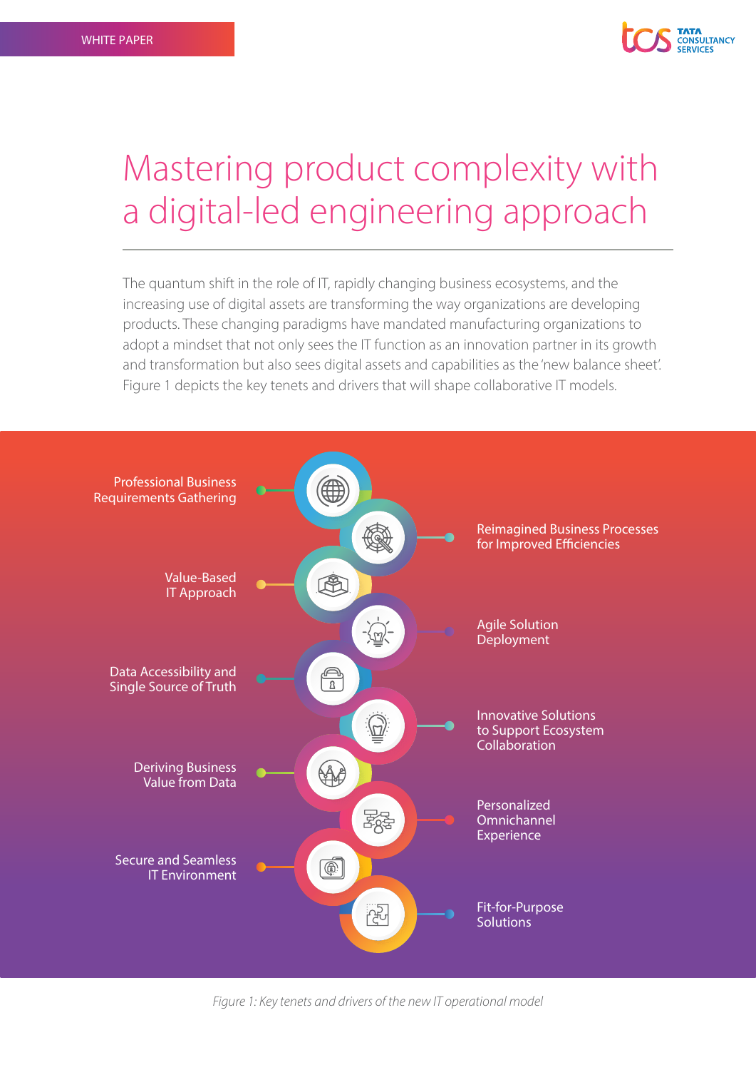# Mastering product complexity with a digital-led engineering approach

The quantum shift in the role of IT, rapidly changing business ecosystems, and the increasing use of digital assets are transforming the way organizations are developing products. These changing paradigms have mandated manufacturing organizations to adopt a mindset that not only sees the IT function as an innovation partner in its growth and transformation but also sees digital assets and capabilities as the 'new balance sheet'. Figure 1 depicts the key tenets and drivers that will shape collaborative IT models.

- Professional Business Requirements Gathering
- Reimagined Business Processes for Improved Efficiencies
- Value-Based IT Approach
- Agile Solution Deployment
- Data Accessibility and Single Source of Truth
- Innovative Solutions to Support Ecosystem Collaboration
- Deriving Business Value from Data
- Personalized Omnichannel Experience
- Secure and Seamless IT Environment
- Fit-for-Purpose Solutions

*Figure 1: Key tenets and drivers of the new IT operational model*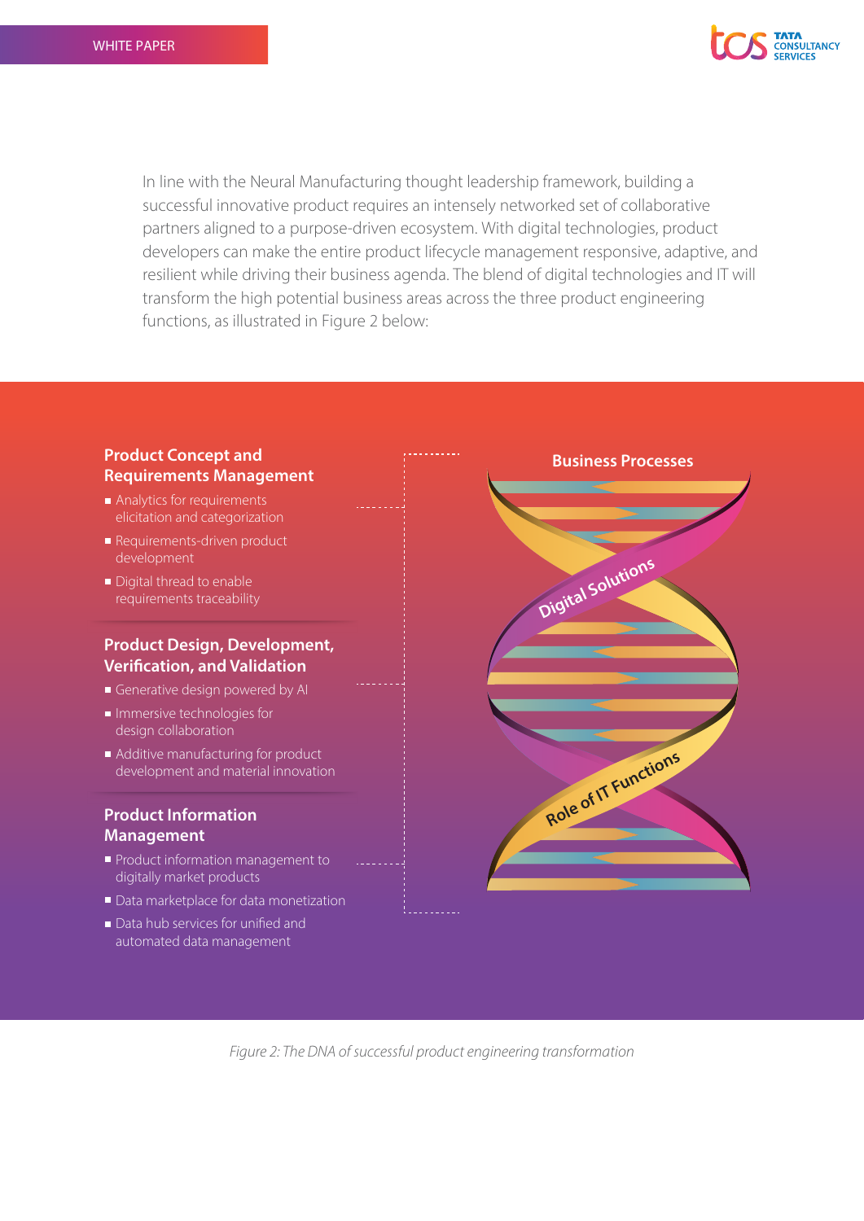In line with the Neural Manufacturing thought leadership framework, building a successful innovative product requires an intensely networked set of collaborative partners aligned to a purpose-driven ecosystem. With digital technologies, product developers can make the entire product lifecycle management responsive, adaptive, and resilient while driving their business agenda. The blend of digital technologies and IT will transform the high potential business areas across the three product engineering functions, as illustrated in Figure 2 below:

**Product Concept and Requirements Management**

- Analytics for requirements elicitation and categorization
- Requirements-driven product development
- Digital thread to enable requirements traceability

**Product Design, Development, Verification, and Validation**

- Generative design powered by AI
- Immersive technologies for design collaboration
- Additive manufacturing for product development and material innovation

**Product Information Management**

- Product information management to digitally market products
- Data marketplace for data monetization
- Data hub services for unified and automated data management

**Business Processes**

Digital Solutions

Role of IT Functions

*Figure 2: The DNA of successful product engineering transformation*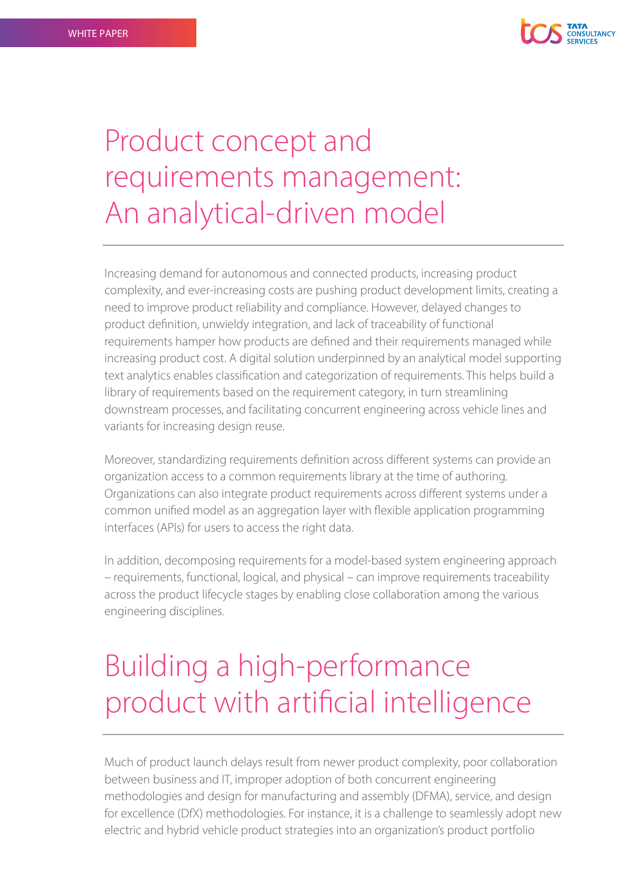# Product concept and requirements management: An analytical-driven model

Increasing demand for autonomous and connected products, increasing product complexity, and ever-increasing costs are pushing product development limits, creating a need to improve product reliability and compliance. However, delayed changes to product definition, unwieldy integration, and lack of traceability of functional requirements hamper how products are defined and their requirements managed while increasing product cost. A digital solution underpinned by an analytical model supporting text analytics enables classification and categorization of requirements. This helps build a library of requirements based on the requirement category, in turn streamlining downstream processes, and facilitating concurrent engineering across vehicle lines and variants for increasing design reuse.

Moreover, standardizing requirements definition across different systems can provide an organization access to a common requirements library at the time of authoring. Organizations can also integrate product requirements across different systems under a common unified model as an aggregation layer with flexible application programming interfaces (APIs) for users to access the right data.

In addition, decomposing requirements for a model-based system engineering approach – requirements, functional, logical, and physical – can improve requirements traceability across the product lifecycle stages by enabling close collaboration among the various engineering disciplines.

# Building a high-performance product with artificial intelligence

Much of product launch delays result from newer product complexity, poor collaboration between business and IT, improper adoption of both concurrent engineering methodologies and design for manufacturing and assembly (DFMA), service, and design for excellence (DfX) methodologies. For instance, it is a challenge to seamlessly adopt new electric and hybrid vehicle product strategies into an organization's product portfolio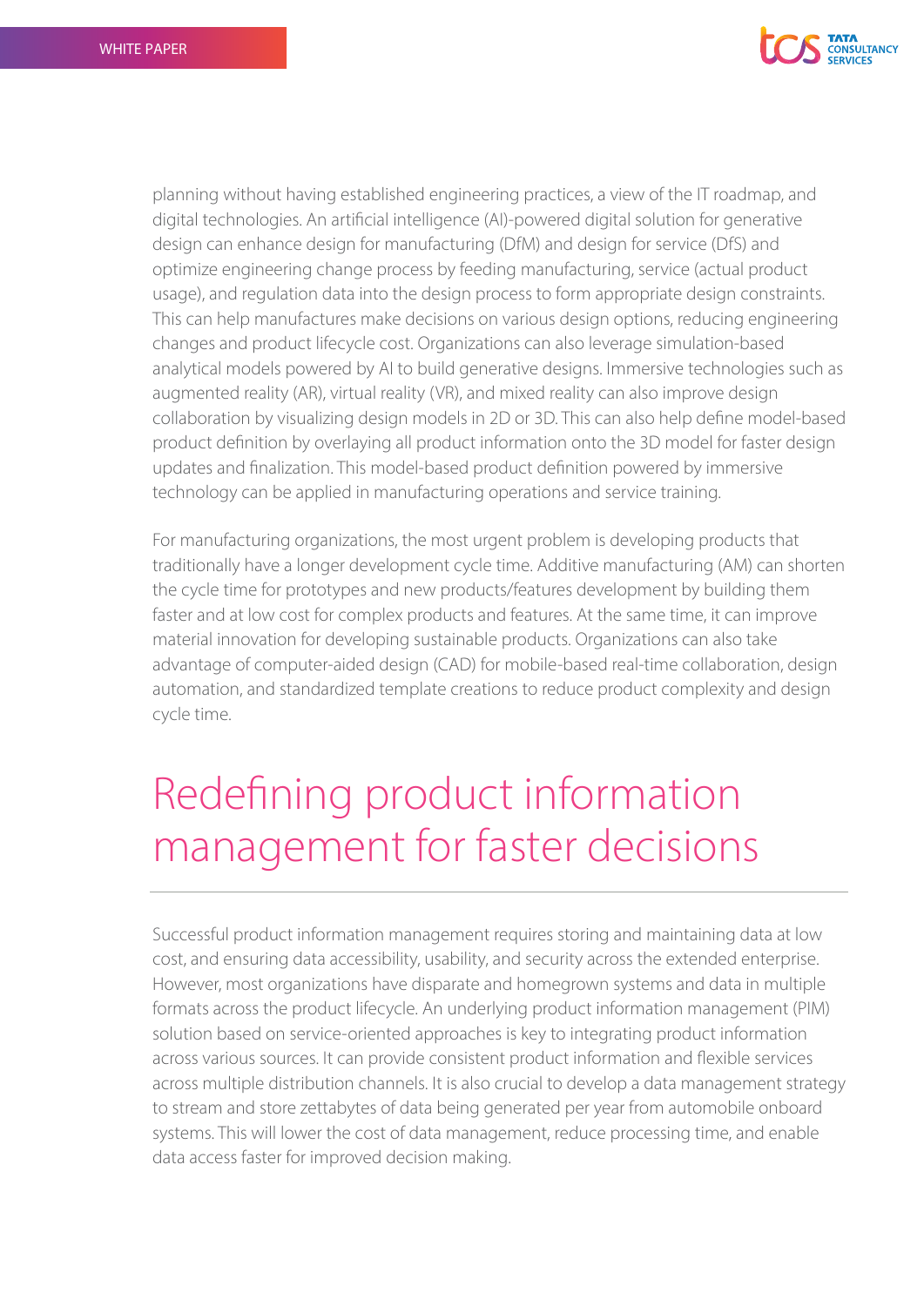planning without having established engineering practices, a view of the IT roadmap, and digital technologies. An artificial intelligence (AI)-powered digital solution for generative design can enhance design for manufacturing (DfM) and design for service (DfS) and optimize engineering change process by feeding manufacturing, service (actual product usage), and regulation data into the design process to form appropriate design constraints. This can help manufactures make decisions on various design options, reducing engineering changes and product lifecycle cost. Organizations can also leverage simulation-based analytical models powered by AI to build generative designs. Immersive technologies such as augmented reality (AR), virtual reality (VR), and mixed reality can also improve design collaboration by visualizing design models in 2D or 3D. This can also help define model-based product definition by overlaying all product information onto the 3D model for faster design updates and finalization. This model-based product definition powered by immersive technology can be applied in manufacturing operations and service training.

For manufacturing organizations, the most urgent problem is developing products that traditionally have a longer development cycle time. Additive manufacturing (AM) can shorten the cycle time for prototypes and new products/features development by building them faster and at low cost for complex products and features. At the same time, it can improve material innovation for developing sustainable products. Organizations can also take advantage of computer-aided design (CAD) for mobile-based real-time collaboration, design automation, and standardized template creations to reduce product complexity and design cycle time.

## Redefining product information management for faster decisions

Successful product information management requires storing and maintaining data at low cost, and ensuring data accessibility, usability, and security across the extended enterprise. However, most organizations have disparate and homegrown systems and data in multiple formats across the product lifecycle. An underlying product information management (PIM) solution based on service-oriented approaches is key to integrating product information across various sources. It can provide consistent product information and flexible services across multiple distribution channels. It is also crucial to develop a data management strategy to stream and store zettabytes of data being generated per year from automobile onboard systems. This will lower the cost of data management, reduce processing time, and enable data access faster for improved decision making.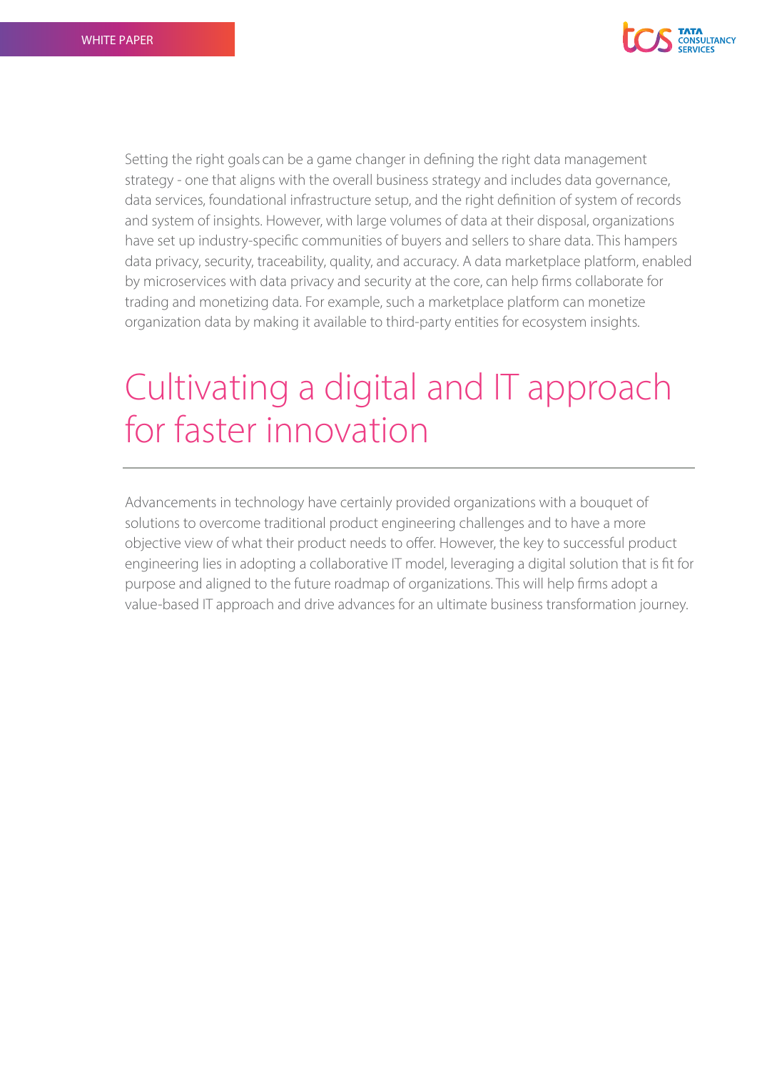Setting the right goals can be a game changer in defining the right data management strategy - one that aligns with the overall business strategy and includes data governance, data services, foundational infrastructure setup, and the right definition of system of records and system of insights. However, with large volumes of data at their disposal, organizations have set up industry-specific communities of buyers and sellers to share data. This hampers data privacy, security, traceability, quality, and accuracy. A data marketplace platform, enabled by microservices with data privacy and security at the core, can help firms collaborate for trading and monetizing data. For example, such a marketplace platform can monetize organization data by making it available to third-party entities for ecosystem insights.

## Cultivating a digital and IT approach for faster innovation

Advancements in technology have certainly provided organizations with a bouquet of solutions to overcome traditional product engineering challenges and to have a more objective view of what their product needs to offer. However, the key to successful product engineering lies in adopting a collaborative IT model, leveraging a digital solution that is fit for purpose and aligned to the future roadmap of organizations. This will help firms adopt a value-based IT approach and drive advances for an ultimate business transformation journey.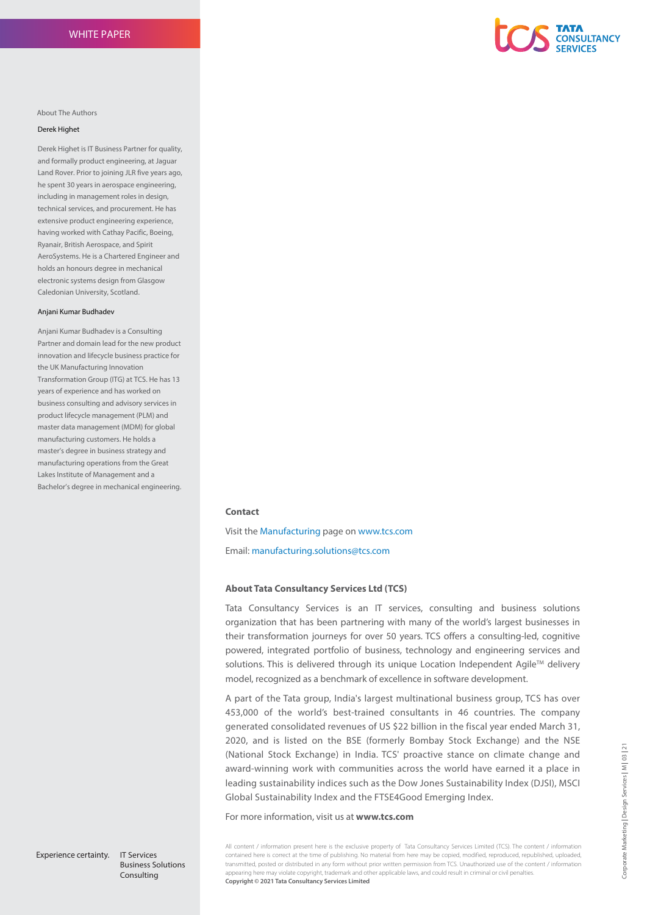WHITE PAPER

About The Authors

### Derek Highet

Derek Highet is IT Business Partner for quality, and formally product engineering, at Jaguar Land Rover. Prior to joining JLR five years ago, he spent 30 years in aerospace engineering, including in management roles in design, technical services, and procurement. He has extensive product engineering experience, having worked with Cathay Pacific, Boeing, Ryanair, British Aerospace, and Spirit AeroSystems. He is a Chartered Engineer and holds an honours degree in mechanical electronic systems design from Glasgow Caledonian University, Scotland.

### Anjani Kumar Budhadev

Anjani Kumar Budhadev is a Consulting Partner and domain lead for the new product innovation and lifecycle business practice for the UK Manufacturing Innovation Transformation Group (ITG) at TCS. He has 13 years of experience and has worked on business consulting and advisory services in product lifecycle management (PLM) and master data management (MDM) for global manufacturing customers. He holds a master's degree in business strategy and manufacturing operations from the Great Lakes Institute of Management and a Bachelor's degree in mechanical engineering.

**Contact**

Visit the Manufacturing page on www.tcs.com

Email: manufacturing.solutions@tcs.com

**About Tata Consultancy Services Ltd (TCS)**

Tata Consultancy Services is an IT services, consulting and business solutions organization that has been partnering with many of the world's largest businesses in their transformation journeys for over 50 years. TCS offers a consulting-led, cognitive powered, integrated portfolio of business, technology and engineering services and solutions. This is delivered through its unique Location Independent Agile™ delivery model, recognized as a benchmark of excellence in software development.

A part of the Tata group, India's largest multinational business group, TCS has over 453,000 of the world's best-trained consultants in 46 countries. The company generated consolidated revenues of US $22 billion in the fiscal year ended March 31, 2020, and is listed on the BSE (formerly Bombay Stock Exchange) and the NSE (National Stock Exchange) in India. TCS' proactive stance on climate change and award-winning work with communities across the world have earned it a place in leading sustainability indices such as the Dow Jones Sustainability Index (DJSI), MSCI Global Sustainability Index and the FTSE4Good Emerging Index.

For more information, visit us at **www.tcs.com**

Experience certainty. IT Services
Business Solutions
Consulting

All content / information present here is the exclusive property of Tata Consultancy Services Limited (TCS). The content / information contained here is correct at the time of publishing. No material from here may be copied, modified, reproduced, republished, uploaded, transmitted, posted or distributed in any form without prior written permission from TCS. Unauthorized use of the content / information appearing here may violate copyright, trademark and other applicable laws, and could result in criminal or civil penalties.
**Copyright © 2021 Tata Consultancy Services Limited**

Corporate Marketing | Design Services | M | 03 | 21